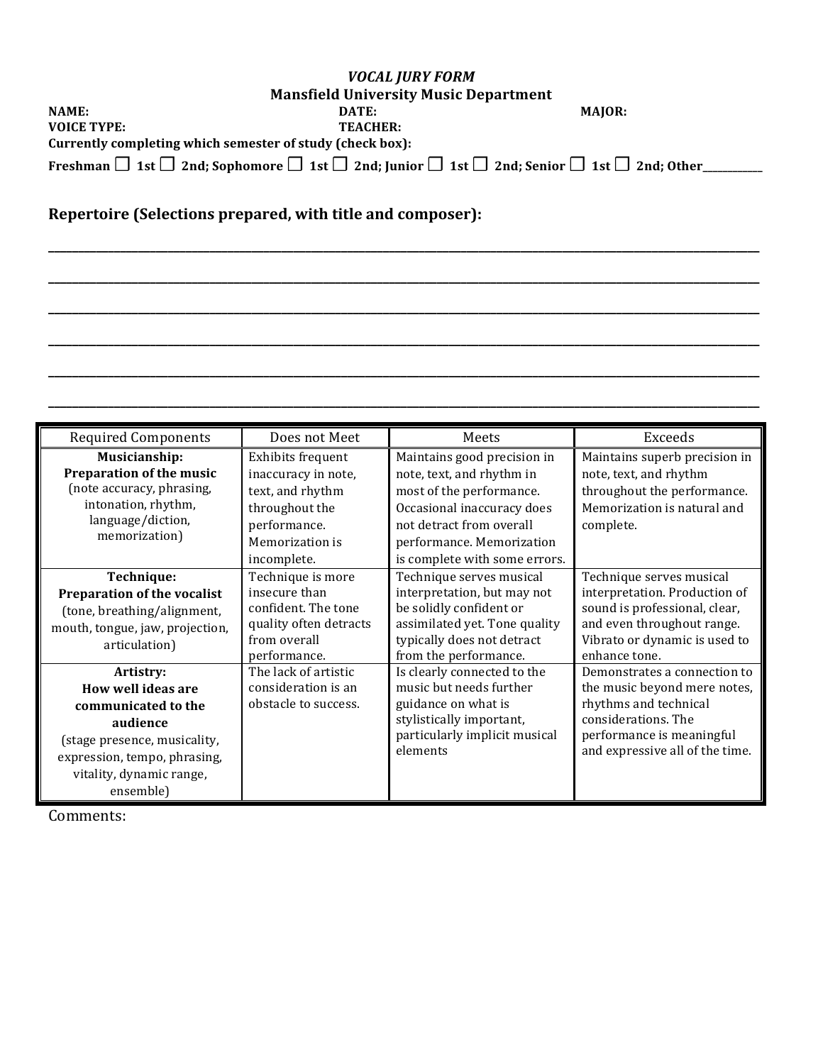# *VOCAL JURY FORM*

## Mansfield University Music Department

**NAME:** **DATE:** **MAJOR:**

**VOICE TYPE:** **TEACHER:**

**Currently completing which semester of study (check box):**

**Freshman ☐ 1st ☐ 2nd; Sophomore ☐ 1st ☐ 2nd; Junior ☐ 1st ☐ 2nd; Senior ☐ 1st ☐ 2nd; Other\_\_\_\_\_\_\_\_\_\_**

## Repertoire (Selections prepared, with title and composer):

\_\_\_\_\_\_\_\_\_\_\_\_\_\_\_\_\_\_\_\_\_\_\_\_\_\_\_\_\_\_\_\_\_\_\_\_\_\_\_\_\_\_\_\_\_\_\_\_\_\_\_\_\_\_\_\_\_\_\_\_\_\_\_\_\_\_\_\_\_\_\_\_\_\_\_\_

\_\_\_\_\_\_\_\_\_\_\_\_\_\_\_\_\_\_\_\_\_\_\_\_\_\_\_\_\_\_\_\_\_\_\_\_\_\_\_\_\_\_\_\_\_\_\_\_\_\_\_\_\_\_\_\_\_\_\_\_\_\_\_\_\_\_\_\_\_\_\_\_\_\_\_\_

\_\_\_\_\_\_\_\_\_\_\_\_\_\_\_\_\_\_\_\_\_\_\_\_\_\_\_\_\_\_\_\_\_\_\_\_\_\_\_\_\_\_\_\_\_\_\_\_\_\_\_\_\_\_\_\_\_\_\_\_\_\_\_\_\_\_\_\_\_\_\_\_\_\_\_\_

\_\_\_\_\_\_\_\_\_\_\_\_\_\_\_\_\_\_\_\_\_\_\_\_\_\_\_\_\_\_\_\_\_\_\_\_\_\_\_\_\_\_\_\_\_\_\_\_\_\_\_\_\_\_\_\_\_\_\_\_\_\_\_\_\_\_\_\_\_\_\_\_\_\_\_\_

\_\_\_\_\_\_\_\_\_\_\_\_\_\_\_\_\_\_\_\_\_\_\_\_\_\_\_\_\_\_\_\_\_\_\_\_\_\_\_\_\_\_\_\_\_\_\_\_\_\_\_\_\_\_\_\_\_\_\_\_\_\_\_\_\_\_\_\_\_\_\_\_\_\_\_\_

\_\_\_\_\_\_\_\_\_\_\_\_\_\_\_\_\_\_\_\_\_\_\_\_\_\_\_\_\_\_\_\_\_\_\_\_\_\_\_\_\_\_\_\_\_\_\_\_\_\_\_\_\_\_\_\_\_\_\_\_\_\_\_\_\_\_\_\_\_\_\_\_\_\_\_\_

| Required Components | Does not Meet | Meets | Exceeds |
|---|---|---|---|
| **Musicianship: Preparation of the music** (note accuracy, phrasing, intonation, rhythm, language/diction, memorization) | Exhibits frequent inaccuracy in note, text, and rhythm throughout the performance. Memorization is incomplete. | Maintains good precision in note, text, and rhythm in most of the performance. Occasional inaccuracy does not detract from overall performance. Memorization is complete with some errors. | Maintains superb precision in note, text, and rhythm throughout the performance. Memorization is natural and complete. |
| **Technique: Preparation of the vocalist** (tone, breathing/alignment, mouth, tongue, jaw, projection, articulation) | Technique is more insecure than confident. The tone quality often detracts from overall performance. | Technique serves musical interpretation, but may not be solidly confident or assimilated yet. Tone quality typically does not detract from the performance. | Technique serves musical interpretation. Production of sound is professional, clear, and even throughout range. Vibrato or dynamic is used to enhance tone. |
| **Artistry: How well ideas are communicated to the audience** (stage presence, musicality, expression, tempo, phrasing, vitality, dynamic range, ensemble) | The lack of artistic consideration is an obstacle to success. | Is clearly connected to the music but needs further guidance on what is stylistically important, particularly implicit musical elements | Demonstrates a connection to the music beyond mere notes, rhythms and technical considerations. The performance is meaningful and expressive all of the time. |

Comments: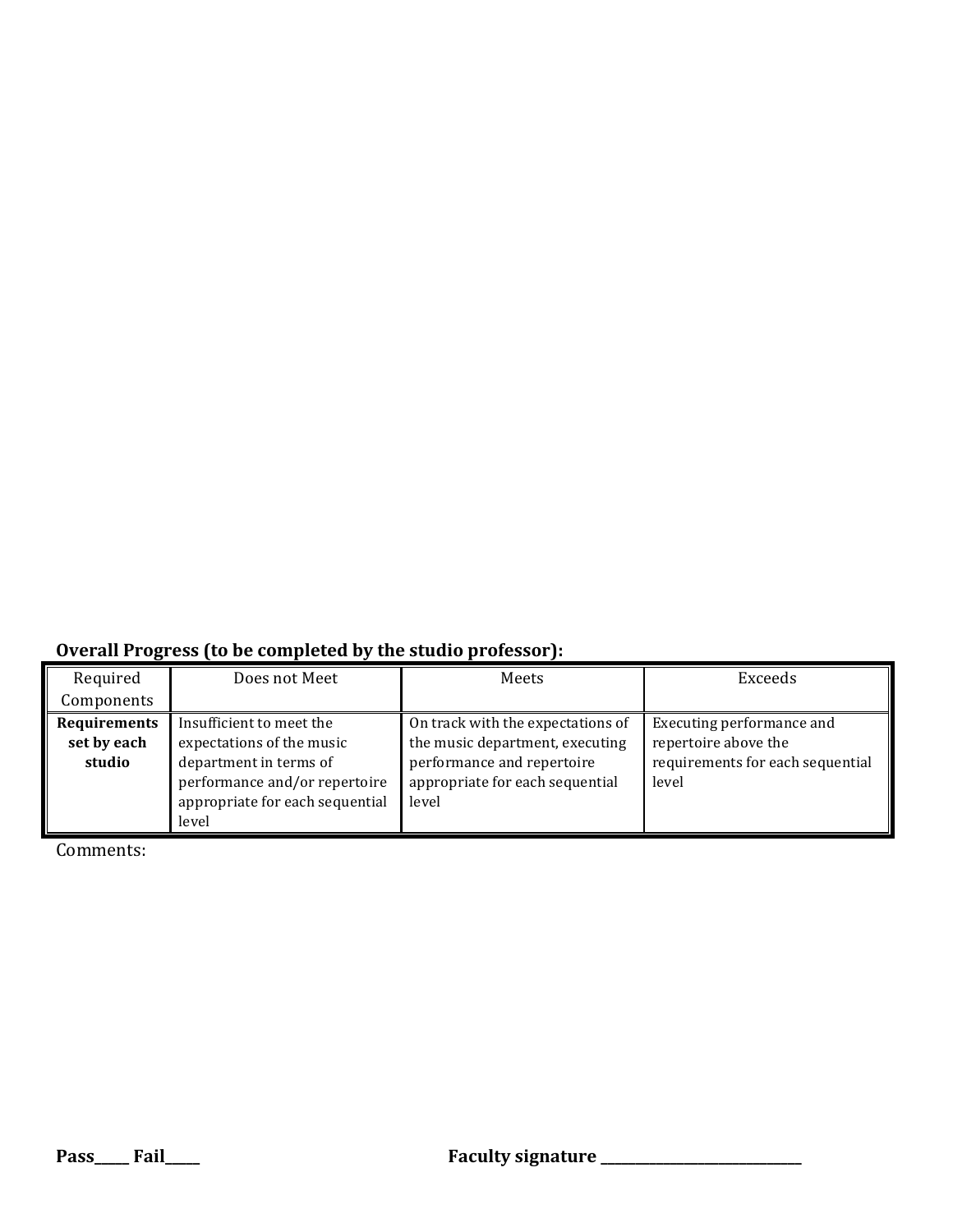**Overall Progress (to be completed by the studio professor):**

| Required Components | Does not Meet | Meets | Exceeds |
|---|---|---|---|
| **Requirements set by each studio** | Insufficient to meet the expectations of the music department in terms of performance and/or repertoire appropriate for each sequential level | On track with the expectations of the music department, executing performance and repertoire appropriate for each sequential level | Executing performance and repertoire above the requirements for each sequential level |

Comments:

**Pass_____ Fail_____**

**Faculty signature ____________________________**